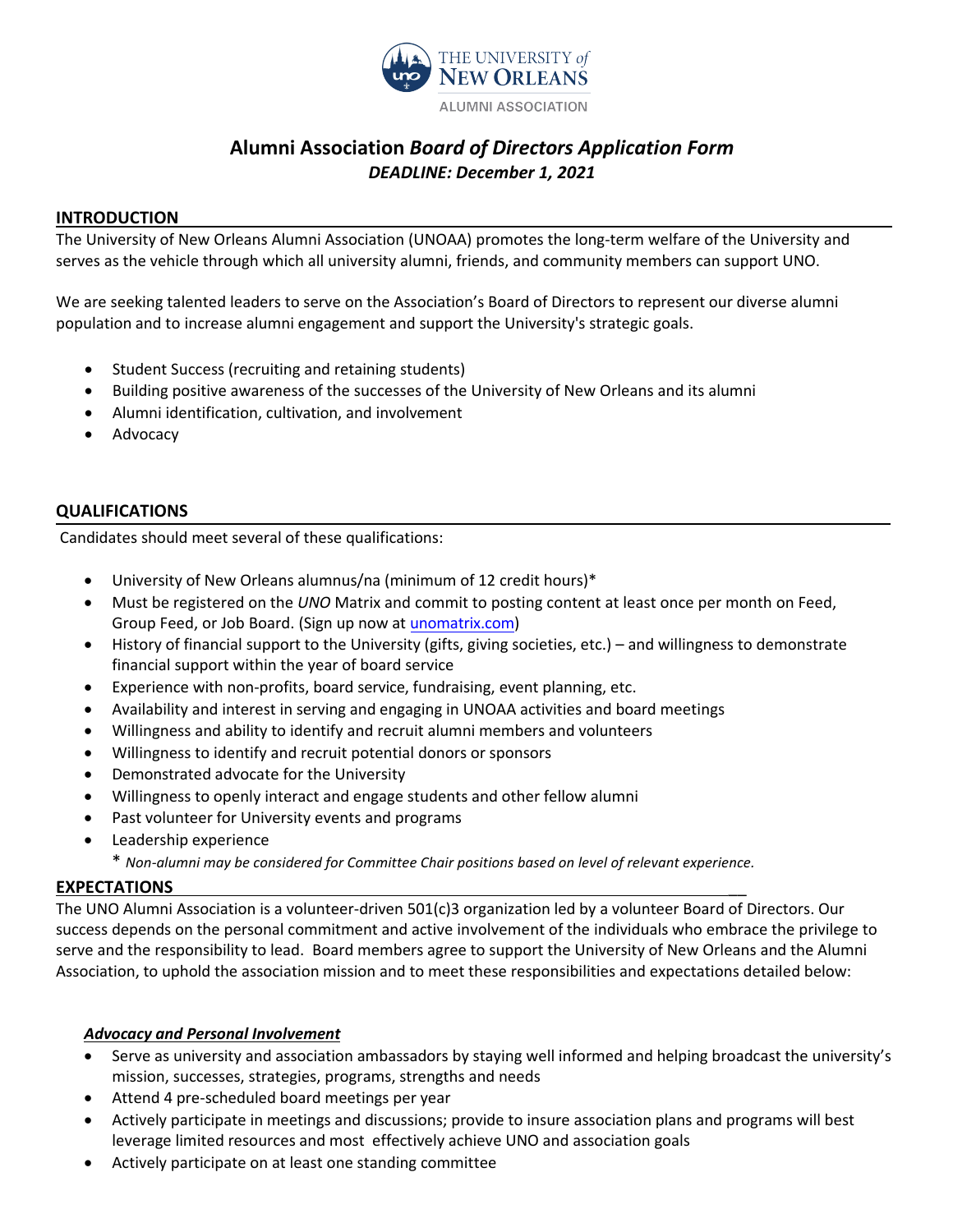THE UNIVERSITY *of* NEW ORLEANS

ALUMNI ASSOCIATION

# Alumni Association *Board of Directors Application Form*

***DEADLINE: December 1, 2021***

## INTRODUCTION

The University of New Orleans Alumni Association (UNOAA) promotes the long-term welfare of the University and serves as the vehicle through which all university alumni, friends, and community members can support UNO.

We are seeking talented leaders to serve on the Association's Board of Directors to represent our diverse alumni population and to increase alumni engagement and support the University's strategic goals.

- Student Success (recruiting and retaining students)
- Building positive awareness of the successes of the University of New Orleans and its alumni
- Alumni identification, cultivation, and involvement
- Advocacy

## QUALIFICATIONS

Candidates should meet several of these qualifications:

- University of New Orleans alumnus/na (minimum of 12 credit hours)*
- Must be registered on the *UNO* Matrix and commit to posting content at least once per month on Feed, Group Feed, or Job Board. (Sign up now at unomatrix.com)
- History of financial support to the University (gifts, giving societies, etc.) – and willingness to demonstrate financial support within the year of board service
- Experience with non-profits, board service, fundraising, event planning, etc.
- Availability and interest in serving and engaging in UNOAA activities and board meetings
- Willingness and ability to identify and recruit alumni members and volunteers
- Willingness to identify and recruit potential donors or sponsors
- Demonstrated advocate for the University
- Willingness to openly interact and engage students and other fellow alumni
- Past volunteer for University events and programs
- Leadership experience

\* *Non-alumni may be considered for Committee Chair positions based on level of relevant experience.*

## EXPECTATIONS

The UNO Alumni Association is a volunteer-driven 501(c)3 organization led by a volunteer Board of Directors. Our success depends on the personal commitment and active involvement of the individuals who embrace the privilege to serve and the responsibility to lead. Board members agree to support the University of New Orleans and the Alumni Association, to uphold the association mission and to meet these responsibilities and expectations detailed below:

### ***Advocacy and Personal Involvement***

- Serve as university and association ambassadors by staying well informed and helping broadcast the university's mission, successes, strategies, programs, strengths and needs
- Attend 4 pre-scheduled board meetings per year
- Actively participate in meetings and discussions; provide to insure association plans and programs will best leverage limited resources and most effectively achieve UNO and association goals
- Actively participate on at least one standing committee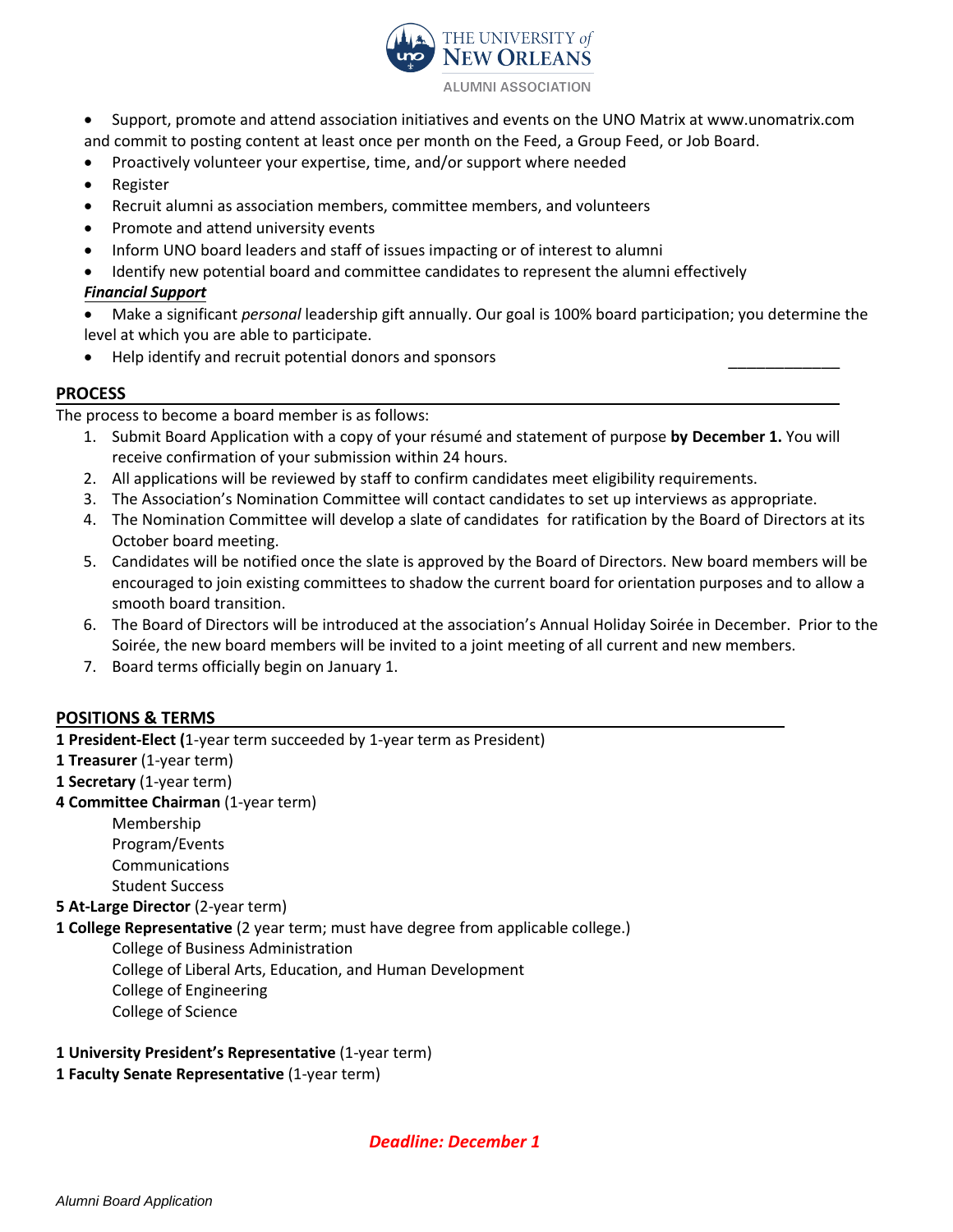- Support, promote and attend association initiatives and events on the UNO Matrix at www.unomatrix.com and commit to posting content at least once per month on the Feed, a Group Feed, or Job Board.
- Proactively volunteer your expertise, time, and/or support where needed
- Register
- Recruit alumni as association members, committee members, and volunteers
- Promote and attend university events
- Inform UNO board leaders and staff of issues impacting or of interest to alumni
- Identify new potential board and committee candidates to represent the alumni effectively

***Financial Support***

- Make a significant *personal* leadership gift annually. Our goal is 100% board participation; you determine the level at which you are able to participate.
- Help identify and recruit potential donors and sponsors

## PROCESS

The process to become a board member is as follows:

1. Submit Board Application with a copy of your résumé and statement of purpose **by December 1.** You will receive confirmation of your submission within 24 hours.
2. All applications will be reviewed by staff to confirm candidates meet eligibility requirements.
3. The Association's Nomination Committee will contact candidates to set up interviews as appropriate.
4. The Nomination Committee will develop a slate of candidates for ratification by the Board of Directors at its October board meeting.
5. Candidates will be notified once the slate is approved by the Board of Directors. New board members will be encouraged to join existing committees to shadow the current board for orientation purposes and to allow a smooth board transition.
6. The Board of Directors will be introduced at the association's Annual Holiday Soirée in December. Prior to the Soirée, the new board members will be invited to a joint meeting of all current and new members.
7. Board terms officially begin on January 1.

## POSITIONS & TERMS

**1 President-Elect (**1-year term succeeded by 1-year term as President)
**1 Treasurer** (1-year term)
**1 Secretary** (1-year term)
**4 Committee Chairman** (1-year term)

- Membership
- Program/Events
- Communications
- Student Success

**5 At-Large Director** (2-year term)
**1 College Representative** (2 year term; must have degree from applicable college.)

- College of Business Administration
- College of Liberal Arts, Education, and Human Development
- College of Engineering
- College of Science

**1 University President's Representative** (1-year term)
**1 Faculty Senate Representative** (1-year term)

***Deadline: December 1***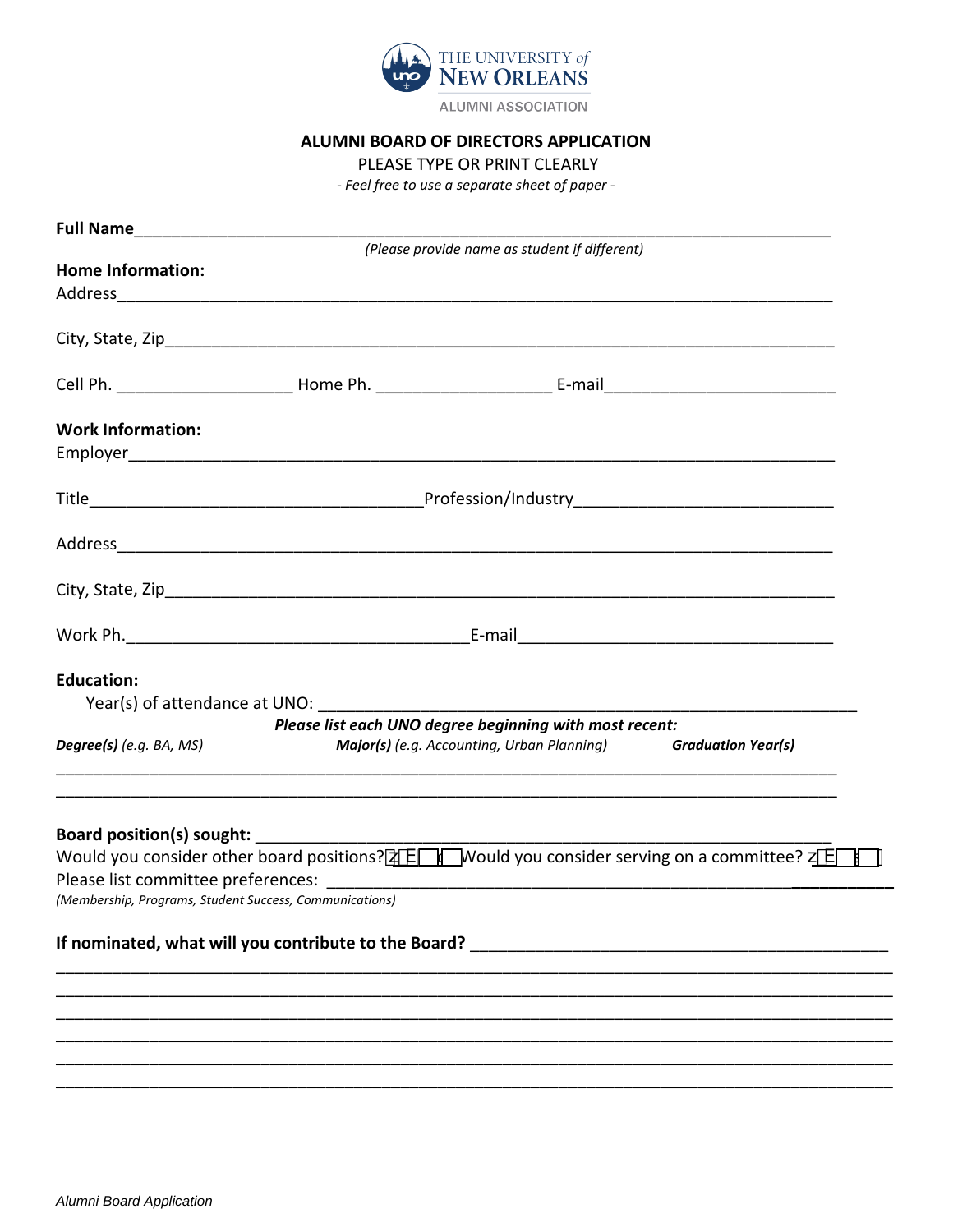THE UNIVERSITY of NEW ORLEANS

ALUMNI ASSOCIATION

# ALUMNI BOARD OF DIRECTORS APPLICATION

PLEASE TYPE OR PRINT CLEARLY

*- Feel free to use a separate sheet of paper -*

**Full Name**___________________________________________________________________________

*(Please provide name as student if different)*

**Home Information:**

Address_______________________________________________________________________________

City, State, Zip_________________________________________________________________________

Cell Ph. ___________________ Home Ph. ___________________ E-mail________________________

**Work Information:**

Employer______________________________________________________________________________

Title____________________________________Profession/Industry___________________________

Address_______________________________________________________________________________

City, State, Zip_________________________________________________________________________

Work Ph.______________________________________E-mail__________________________________

**Education:**

Year(s) of attendance at UNO: ______________________________________________________________

***Please list each UNO degree beginning with most recent:***

***Degree(s)*** *(e.g. BA, MS)* ***Major(s)*** *(e.g. Accounting, Urban Planning)* ***Graduation Year(s)***

_______________________________________________________________________________________

_______________________________________________________________________________________

**Board position(s) sought:** _________________________________________________________________

Would you consider other board positions? ☐ Yes ☐ No Would you consider serving on a committee? ☐ Yes ☐ No

Please list committee preferences: ___________________________________________________________

*(Membership, Programs, Student Success, Communications)*

**If nominated, what will you contribute to the Board?** _____________________________________________

_______________________________________________________________________________________

_______________________________________________________________________________________

_______________________________________________________________________________________

_______________________________________________________________________________________

_______________________________________________________________________________________

_______________________________________________________________________________________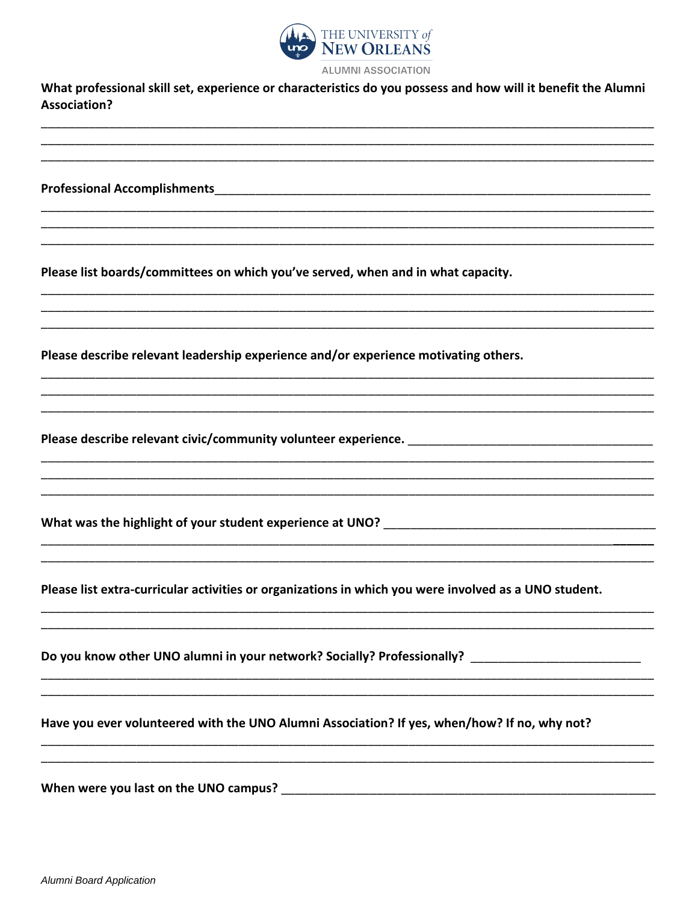**What professional skill set, experience or characteristics do you possess and how will it benefit the Alumni Association?**

______________________________________________________________________________________________

______________________________________________________________________________________________

______________________________________________________________________________________________

**Professional Accomplishments**______________________________________________________________

______________________________________________________________________________________________

______________________________________________________________________________________________

______________________________________________________________________________________________

**Please list boards/committees on which you've served, when and in what capacity.**

______________________________________________________________________________________________

______________________________________________________________________________________________

______________________________________________________________________________________________

**Please describe relevant leadership experience and/or experience motivating others.**

______________________________________________________________________________________________

______________________________________________________________________________________________

______________________________________________________________________________________________

**Please describe relevant civic/community volunteer experience.** ____________________________________

______________________________________________________________________________________________

______________________________________________________________________________________________

______________________________________________________________________________________________

**What was the highlight of your student experience at UNO?** _______________________________________

______________________________________________________________________________________________

______________________________________________________________________________________________

**Please list extra-curricular activities or organizations in which you were involved as a UNO student.**

______________________________________________________________________________________________

______________________________________________________________________________________________

**Do you know other UNO alumni in your network? Socially? Professionally?** __________________________

______________________________________________________________________________________________

______________________________________________________________________________________________

**Have you ever volunteered with the UNO Alumni Association? If yes, when/how? If no, why not?**

______________________________________________________________________________________________

______________________________________________________________________________________________

**When were you last on the UNO campus?** _____________________________________________________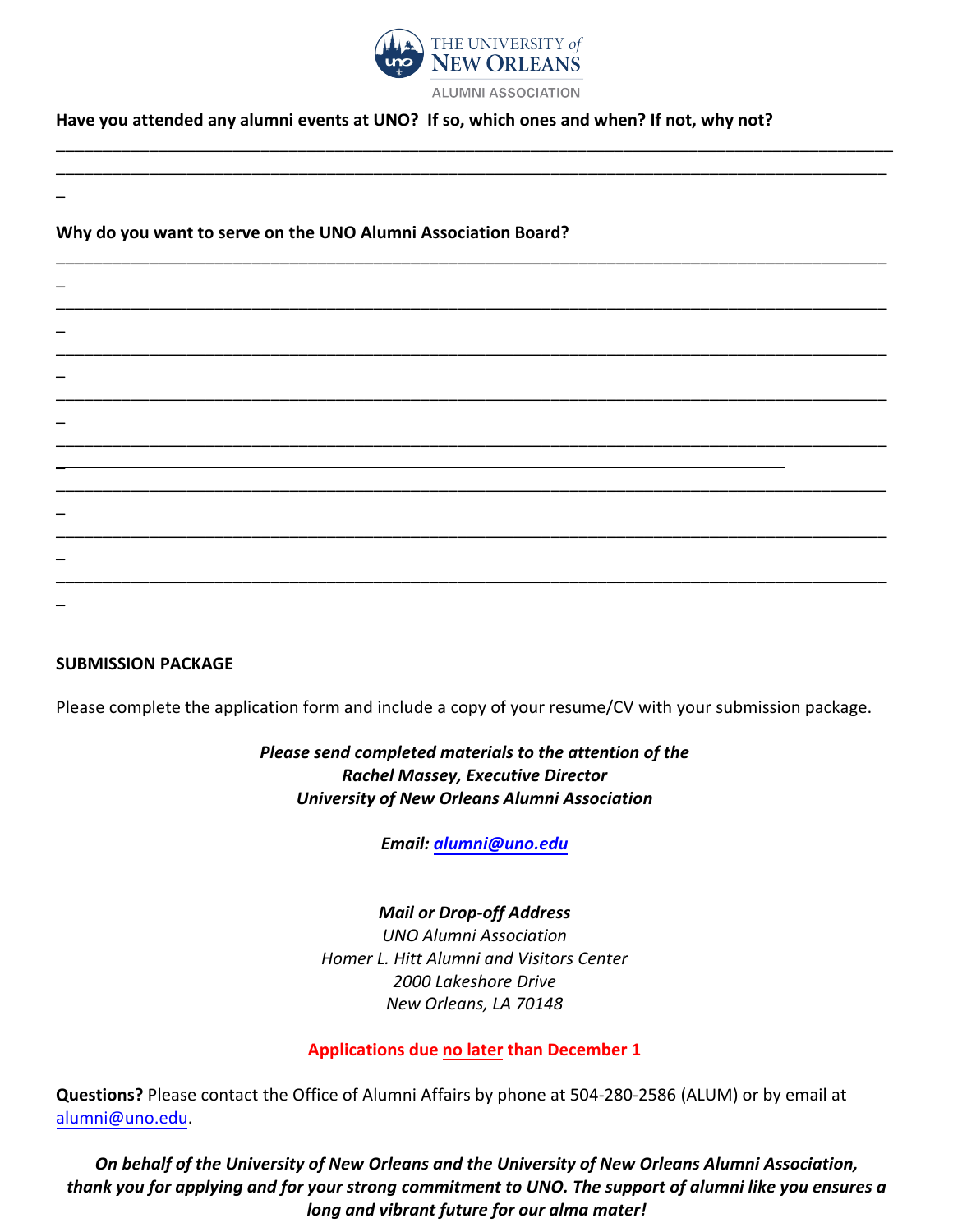THE UNIVERSITY of NEW ORLEANS
ALUMNI ASSOCIATION

**Have you attended any alumni events at UNO? If so, which ones and when? If not, why not?**

_____________________________________________________________________________________

_____________________________________________________________________________________

**Why do you want to serve on the UNO Alumni Association Board?**

_____________________________________________________________________________________

_____________________________________________________________________________________

_____________________________________________________________________________________

_____________________________________________________________________________________

_____________________________________________________________________________________

_____________________________________________________________________________________

_____________________________________________________________________________________

_____________________________________________________________________________________

_____________________________________________________________________________________

**SUBMISSION PACKAGE**

Please complete the application form and include a copy of your resume/CV with your submission package.

***Please send completed materials to the attention of the***
***Rachel Massey, Executive Director***
***University of New Orleans Alumni Association***

***Email: alumni@uno.edu***

***Mail or Drop-off Address***
*UNO Alumni Association*
*Homer L. Hitt Alumni and Visitors Center*
*2000 Lakeshore Drive*
*New Orleans, LA 70148*

**Applications due no later than December 1**

**Questions?** Please contact the Office of Alumni Affairs by phone at 504-280-2586 (ALUM) or by email at alumni@uno.edu.

***On behalf of the University of New Orleans and the University of New Orleans Alumni Association, thank you for applying and for your strong commitment to UNO. The support of alumni like you ensures a long and vibrant future for our alma mater!***